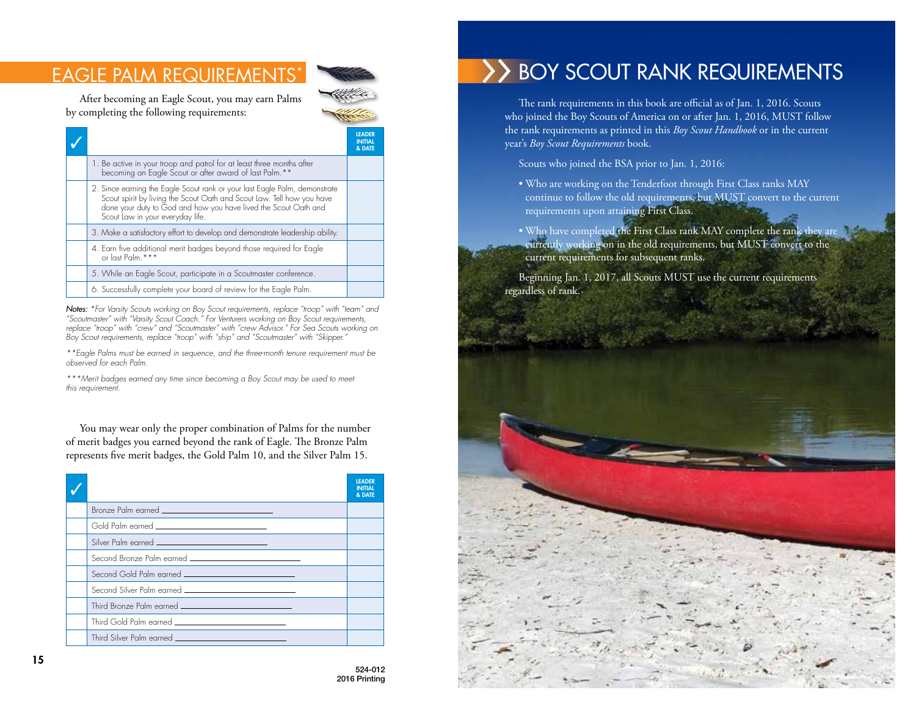# EAGLE PALM REQUIREMENTS*

After becoming an Eagle Scout, you may earn Palms by completing the following requirements:

| ✓ | | LEADER INITIAL & DATE |
|---|---|---|
| | 1. Be active in your troop and patrol for at least three months after becoming an Eagle Scout or after award of last Palm.** | |
| | 2. Since earning the Eagle Scout rank or your last Eagle Palm, demonstrate Scout spirit by living the Scout Oath and Scout Law. Tell how you have done your duty to God and how you have lived the Scout Oath and Scout Law in your everyday life. | |
| | 3. Make a satisfactory effort to develop and demonstrate leadership ability. | |
| | 4. Earn five additional merit badges beyond those required for Eagle or last Palm.*** | |
| | 5. While an Eagle Scout, participate in a Scoutmaster conference. | |
| | 6. Successfully complete your board of review for the Eagle Palm. | |

*Notes:* *For Varsity Scouts working on Boy Scout requirements, replace "troop" with "team" and "Scoutmaster" with "Varsity Scout Coach." For Venturers working on Boy Scout requirements, replace "troop" with "crew" and "Scoutmaster" with "crew Advisor." For Sea Scouts working on Boy Scout requirements, replace "troop" with "ship" and "Scoutmaster" with "Skipper."

**Eagle Palms must be earned in sequence, and the three-month tenure requirement must be observed for each Palm.

***Merit badges earned any time since becoming a Boy Scout may be used to meet this requirement.

You may wear only the proper combination of Palms for the number of merit badges you earned beyond the rank of Eagle. The Bronze Palm represents five merit badges, the Gold Palm 10, and the Silver Palm 15.

| ✓ | | LEADER INITIAL & DATE |
|---|---|---|
| | Bronze Palm earned ____________________ | |
| | Gold Palm earned ____________________ | |
| | Silver Palm earned ____________________ | |
| | Second Bronze Palm earned ____________________ | |
| | Second Gold Palm earned ____________________ | |
| | Second Silver Palm earned ____________________ | |
| | Third Bronze Palm earned ____________________ | |
| | Third Gold Palm earned ____________________ | |
| | Third Silver Palm earned ____________________ | |

524-012
2016 Printing

# BOY SCOUT RANK REQUIREMENTS

The rank requirements in this book are official as of Jan. 1, 2016. Scouts who joined the Boy Scouts of America on or after Jan. 1, 2016, MUST follow the rank requirements as printed in this *Boy Scout Handbook* or in the current year's *Boy Scout Requirements* book.

Scouts who joined the BSA prior to Jan. 1, 2016:

- Who are working on the Tenderfoot through First Class ranks MAY continue to follow the old requirements, but MUST convert to the current requirements upon attaining First Class.
- Who have completed the First Class rank MAY complete the rank they are currently working on in the old requirements, but MUST convert to the current requirements for subsequent ranks.

Beginning Jan. 1, 2017, all Scouts MUST use the current requirements regardless of rank.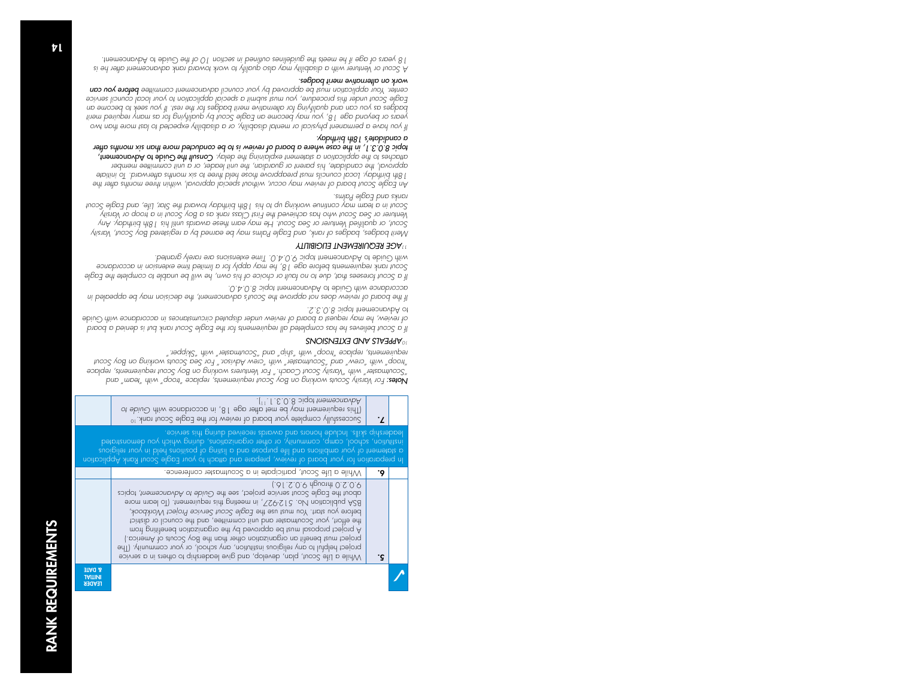| ✓ | | LEADER INITIAL & DATE |
|---|---|---|
| **5.** | While a Life Scout, plan, develop, and give leadership to others in a service project helpful to any religious institution, any school, or your community. (The project must benefit an organization other than the Boy Scouts of America.) A project proposal must be approved by the organization benefiting from the effort, your Scoutmaster and unit committee, and the council or district before you start. You must use the *Eagle Scout Service Project Workbook*, BSA publication No. 512-927, in meeting this requirement. (To learn more about the Eagle Scout service project, see the *Guide to Advancement*, topics 9.0.2.0 through 9.0.2.16.) | |
| **6.** | While a Life Scout, participate in a Scoutmaster conference. | |
| | In preparation for your board of review, prepare and attach to your Eagle Scout Rank Application a statement of your ambitions and life purpose and a listing of positions held in your religious institution, school, camp, community, or other organizations, during which you demonstrated leadership skills. Include honors and awards received during this service. | |
| **7.** | Successfully complete your board of review for the Eagle Scout rank.[10] (This requirement may be met after age 18, in accordance with *Guide to Advancement* topic 8.0.3.1.[11]) | |

***Notes:*** *For Varsity Scouts working on Boy Scout requirements, replace "troop" with "team" and "Scoutmaster" with "Varsity Scout Coach." For Venturers working on Boy Scout requirements, replace "troop" with "crew" and "Scoutmaster" with "crew Advisor." For Sea Scouts working on Boy Scout requirements, replace "troop" with "ship" and "Scoutmaster" with "Skipper."*

*[10]APPEALS AND EXTENSIONS*

*If a Scout believes he has completed all requirements for the Eagle Scout rank but is denied a board of review, he may request a board of review under disputed circumstances in accordance with Guide to Advancement topic 8.0.3.2.*

*If the board of review does not approve the Scout's advancement, the decision may be appealed in accordance with Guide to Advancement topic 8.0.4.0.*

*If a Scout foresees that, due to no fault or choice of his own, he will be unable to complete the Eagle Scout rank requirements before age 18, he may apply for a limited time extension in accordance with Guide to Advancement topic 9.0.4.0. Time extensions are rarely granted.*

*[11]AGE REQUIREMENT ELIGIBILITY*

*Merit badges, badges of rank, and Eagle Palms may be earned by a registered Boy Scout, Varsity Scout, or qualified Venturer or Sea Scout. He may earn these awards until his 18th birthday. Any Venturer or Sea Scout who has achieved the First Class rank as a Boy Scout in a troop or Varsity Scout in a team may continue working up to his 18th birthday toward the Star, Life, and Eagle Scout ranks and Eagle Palms.*

*An Eagle Scout board of review may occur, without special approval, within three months after the 18th birthday. Local councils must preapprove those held three to six months afterward. To initiate approval, the candidate, his parent or guardian, the unit leader, or a unit committee member attaches to the application a statement explaining the delay. **Consult the Guide to Advancement, topic 8.0.3.1, in the case where a board of review is to be conducted more than six months after a candidate's 18th birthday.***

*If you have a permanent physical or mental disability, or a disability expected to last more than two years or beyond age 18, you may become an Eagle Scout by qualifying for as many required merit badges as you can and qualifying for alternative merit badges for the rest. If you seek to become an Eagle Scout under this procedure, you must submit a special application to your local council service center. Your application must be approved by your council advancement committee **before you can** work on alternative merit badges.*

*A Scout or Venturer with a disability may also qualify to work toward rank advancement after he is 18 years of age if he meets the guidelines outlined in section 10 of the Guide to Advancement.*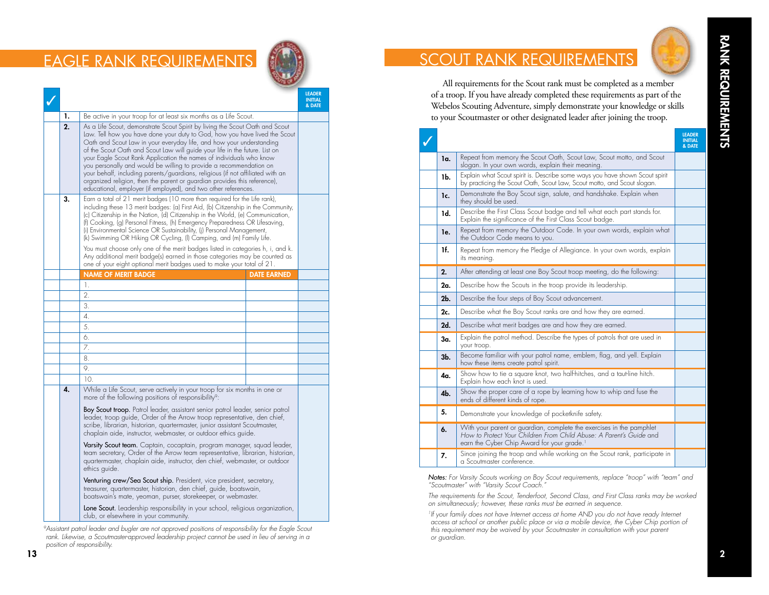# EAGLE RANK REQUIREMENTS

| ✓ | | | LEADER INITIAL & DATE |
|---|---|---|---|
| | **1.** | Be active in your troop for at least six months as a Life Scout. | |
| | **2.** | As a Life Scout, demonstrate Scout Spirit by living the Scout Oath and Scout Law. Tell how you have done your duty to God, how you have lived the Scout Oath and Scout Law in your everyday life, and how your understanding of the Scout Oath and Scout Law will guide your life in the future. List on your Eagle Scout Rank Application the names of individuals who know you personally and would be willing to provide a recommendation on your behalf, including parents/guardians, religious (if not affiliated with an organized religion, then the parent or guardian provides this reference), educational, employer (if employed), and two other references. | |
| | **3.** | Earn a total of 21 merit badges (10 more than required for the Life rank), including these 13 merit badges: (a) First Aid, (b) Citizenship in the Community, (c) Citizenship in the Nation, (d) Citizenship in the World, (e) Communication, (f) Cooking, (g) Personal Fitness, (h) Emergency Preparedness OR Lifesaving, (i) Environmental Science OR Sustainability, (j) Personal Management, (k) Swimming OR Hiking OR Cycling, (l) Camping, and (m) Family Life. You must choose only one of the merit badges listed in categories h, i, and k. Any additional merit badge(s) earned in those categories may be counted as one of your eight optional merit badges used to make your total of 21. | |

| | | NAME OF MERIT BADGE | DATE EARNED | |
|---|---|---|---|---|
| | | 1. | | |
| | | 2. | | |
| | | 3. | | |
| | | 4. | | |
| | | 5. | | |
| | | 6. | | |
| | | 7. | | |
| | | 8. | | |
| | | 9. | | |
| | | 10. | | |

| | | | |
|---|---|---|---|
| | **4.** | While a Life Scout, serve actively in your troop for six months in one or more of the following positions of responsibility[9]: **Boy Scout troop.** Patrol leader, assistant senior patrol leader, senior patrol leader, troop guide, Order of the Arrow troop representative, den chief, scribe, librarian, historian, quartermaster, junior assistant Scoutmaster, chaplain aide, instructor, webmaster, or outdoor ethics guide. **Varsity Scout team.** Captain, cocaptain, program manager, squad leader, team secretary, Order of the Arrow team representative, librarian, historian, quartermaster, chaplain aide, instructor, den chief, webmaster, or outdoor ethics guide. **Venturing crew/Sea Scout ship.** President, vice president, secretary, treasurer, quartermaster, historian, den chief, guide, boatswain, boatswain's mate, yeoman, purser, storekeeper, or webmaster. **Lone Scout.** Leadership responsibility in your school, religious organization, club, or elsewhere in your community. | |

*[9]Assistant patrol leader and bugler are not approved positions of responsibility for the Eagle Scout rank. Likewise, a Scoutmaster-approved leadership project cannot be used in lieu of serving in a position of responsibility.*

# SCOUT RANK REQUIREMENTS

All requirements for the Scout rank must be completed as a member of a troop. If you have already completed these requirements as part of the Webelos Scouting Adventure, simply demonstrate your knowledge or skills to your Scoutmaster or other designated leader after joining the troop.

| ✓ | | | LEADER INITIAL & DATE |
|---|---|---|---|
| | **1a.** | Repeat from memory the Scout Oath, Scout Law, Scout motto, and Scout slogan. In your own words, explain their meaning. | |
| | **1b.** | Explain what Scout spirit is. Describe some ways you have shown Scout spirit by practicing the Scout Oath, Scout Law, Scout motto, and Scout slogan. | |
| | **1c.** | Demonstrate the Boy Scout sign, salute, and handshake. Explain when they should be used. | |
| | **1d.** | Describe the First Class Scout badge and tell what each part stands for. Explain the significance of the First Class Scout badge. | |
| | **1e.** | Repeat from memory the Outdoor Code. In your own words, explain what the Outdoor Code means to you. | |
| | **1f.** | Repeat from memory the Pledge of Allegiance. In your own words, explain its meaning. | |
| | **2.** | After attending at least one Boy Scout troop meeting, do the following: | |
| | **2a.** | Describe how the Scouts in the troop provide its leadership. | |
| | **2b.** | Describe the four steps of Boy Scout advancement. | |
| | **2c.** | Describe what the Boy Scout ranks are and how they are earned. | |
| | **2d.** | Describe what merit badges are and how they are earned. | |
| | **3a.** | Explain the patrol method. Describe the types of patrols that are used in your troop. | |
| | **3b.** | Become familiar with your patrol name, emblem, flag, and yell. Explain how these items create patrol spirit. | |
| | **4a.** | Show how to tie a square knot, two half-hitches, and a taut-line hitch. Explain how each knot is used. | |
| | **4b.** | Show the proper care of a rope by learning how to whip and fuse the ends of different kinds of rope. | |
| | **5.** | Demonstrate your knowledge of pocketknife safety. | |
| | **6.** | With your parent or guardian, complete the exercises in the pamphlet *How to Protect Your Children From Child Abuse: A Parent's Guide* and earn the Cyber Chip Award for your grade.[1] | |
| | **7.** | Since joining the troop and while working on the Scout rank, participate in a Scoutmaster conference. | |

*Notes: For Varsity Scouts working on Boy Scout requirements, replace "troop" with "team" and "Scoutmaster" with "Varsity Scout Coach."*

*The requirements for the Scout, Tenderfoot, Second Class, and First Class ranks may be worked on simultaneously; however, these ranks must be earned in sequence.*

*[1]If your family does not have Internet access at home AND you do not have ready Internet access at school or another public place or via a mobile device, the Cyber Chip portion of this requirement may be waived by your Scoutmaster in consultation with your parent or guardian.*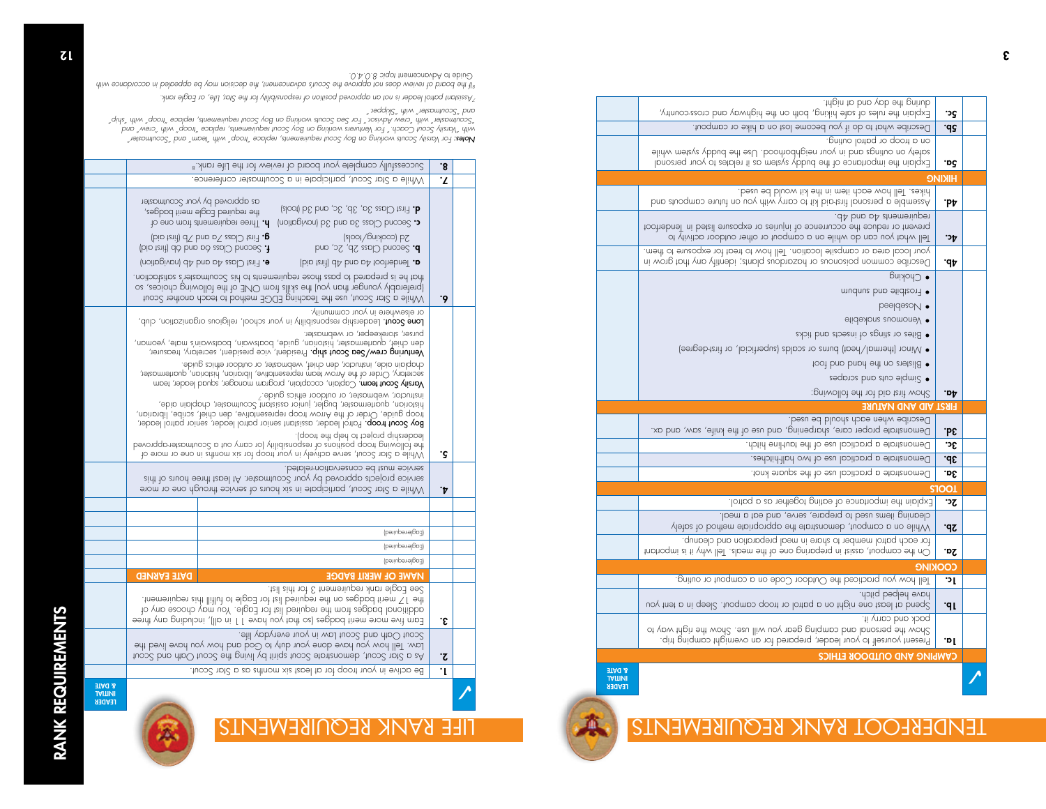# TENDERFOOT RANK REQUIREMENTS

| | | LEADER INITIAL & DATE |
|---|---|---|
| | **CAMPING AND OUTDOOR ETHICS** | |
| **1a.** | Present yourself to your leader, prepared for an overnight camping trip. Show the personal and camping gear you will use. Show the right way to pack and carry it. | |
| **1b.** | Spend at least one night on a patrol or troop campout. Sleep in a tent you have helped pitch. | |
| **1c.** | Tell how you practiced the Outdoor Code on a campout or outing. | |
| | **COOKING** | |
| **2a.** | On the campout, assist in preparing one of the meals. Tell why it is important for each patrol member to share in meal preparation and cleanup. | |
| **2b.** | While on a campout, demonstrate the appropriate method of safely cleaning items used to prepare, serve, and eat a meal. | |
| **2c.** | Explain the importance of eating together as a patrol. | |
| | **TOOLS** | |
| **3a.** | Demonstrate a practical use of the square knot. | |
| **3b.** | Demonstrate a practical use of two half-hitches. | |
| **3c.** | Demonstrate a practical use of the taut-line hitch. | |
| **3d.** | Demonstrate proper care, sharpening, and use of the knife, saw, and ax. Describe when each should be used. | |
| | **FIRST AID AND NATURE** | |
| **4a.** | Show first aid for the following:<br>• Simple cuts and scrapes<br>• Blisters on the hand and foot<br>• Minor (thermal/heat) burns or scalds (superficial, or first-degree)<br>• Bites or stings of insects and ticks<br>• Venomous snakebite<br>• Nosebleed<br>• Frostbite and sunburn<br>• Choking | |
| **4b.** | Describe common poisonous or hazardous plants; identify any that grow in your local area or campsite location. Tell how to treat for exposure to them. | |
| **4c.** | Tell what you can do while on a campout or other outdoor activity to prevent or reduce the occurrence of injuries or exposure listed in Tenderfoot requirements 4a and 4b. | |
| **4d.** | Assemble a personal first-aid kit to carry with you on future campouts and hikes. Tell how each item in the kit would be used. | |
| | **HIKING** | |
| **5a.** | Explain the importance of the buddy system as it relates to your personal safety on outings and in your neighborhood. Use the buddy system while on a troop or patrol outing. | |
| **5b.** | Describe what to do if you become lost on a hike or campout. | |
| **5c.** | Explain the rules of safe hiking, both on the highway and cross-country, during the day and at night. | |

# LIFE RANK REQUIREMENTS

| | | | LEADER INITIAL & DATE |
|---|---|---|---|
| **1.** | Be active in your troop for at least six months as a Star Scout. | | |
| **2.** | As a Star Scout, demonstrate Scout spirit by living the Scout Oath and Scout Law. Tell how you have done your duty to God and how you have lived the Scout Oath and Scout Law in your everyday life. | | |
| **3.** | Earn five more merit badges (so that you have 11 in all), including any three additional badges from the required list for Eagle. You may choose any of the 17 merit badges on the required list for Eagle to fulfill this requirement. See Eagle rank requirement 3 for this list. | | |
| | **NAME OF MERIT BADGE** | **DATE EARNED** | |
| | (Eagle-required) | | |
| | (Eagle-required) | | |
| | (Eagle-required) | | |
| | | | |
| | | | |
| **4.** | While a Star Scout, participate in six hours of service through one or more service projects approved by your Scoutmaster. At least three hours of this service must be conservation-related. | | |
| **5.** | While a Star Scout, serve actively in your troop for six months in one or more of the following troop positions of responsibility (or carry out a Scoutmaster-approved leadership project to help the troop):<br>**Boy Scout troop.** Patrol leader, assistant senior patrol leader, senior patrol leader, troop guide, Order of the Arrow troop representative, den chief, scribe, librarian, historian, quartermaster, bugler, junior assistant Scoutmaster, chaplain aide, instructor, webmaster, or outdoor ethics guide.[7]<br>**Varsity Scout team.** Captain, cocaptain, program manager, squad leader, team secretary, Order of the Arrow team representative, librarian, historian, quartermaster, chaplain aide, instructor, den chief, webmaster, or outdoor ethics guide.<br>**Venturing crew/Sea Scout ship.** President, vice president, secretary, treasurer, den chief, quartermaster, historian, guide, boatswain, boatswain's mate, yeoman, purser, storekeeper, or webmaster.<br>**Lone Scout.** Leadership responsibility in your school, religious organization, club, or elsewhere in your community. | | |
| **6.** | While a Star Scout, use the Teaching EDGE method to teach another Scout (preferably younger than you) the skills from ONE of the following choices, so that he is prepared to pass those requirements to his Scoutmaster's satisfaction.<br>**a.** Tenderfoot 4a and 4b (first aid)<br>**b.** Second Class 2b, 2c, and 2d (cooking/tools)<br>**c.** Second Class 3a and 3d (navigation)<br>**d.** First Class 3a, 3b, 3c, and 3d (tools)<br>**e.** First Class 4a and 4b (navigation)<br>**f.** Second Class 6a and 6b (first aid)<br>**g.** First Class 7a and 7b (first aid)<br>**h.** Three requirements from one of the required Eagle merit badges, as approved by your Scoutmaster | | |
| **7.** | While a Star Scout, participate in a Scoutmaster conference. | | |
| **8.** | Successfully complete your board of review for the Life rank.[8] | | |

***Notes:*** *For Varsity Scouts working on Boy Scout requirements, replace "troop" with "team" and "Scoutmaster" with "Varsity Scout Coach." For Venturers working on Boy Scout requirements, replace "troop" with "crew" and "Scoutmaster" with "crew Advisor." For Sea Scouts working on Boy Scout requirements, replace "troop" with "ship" and "Scoutmaster" with "Skipper."*

*[7] Assistant patrol leader is not an approved position of responsibility for the Star, Life, or Eagle rank.*

*[8] If the board of review does not approve the Scout's advancement, the decision may be appealed in accordance with Guide to Advancement topic 8.0.4.0.*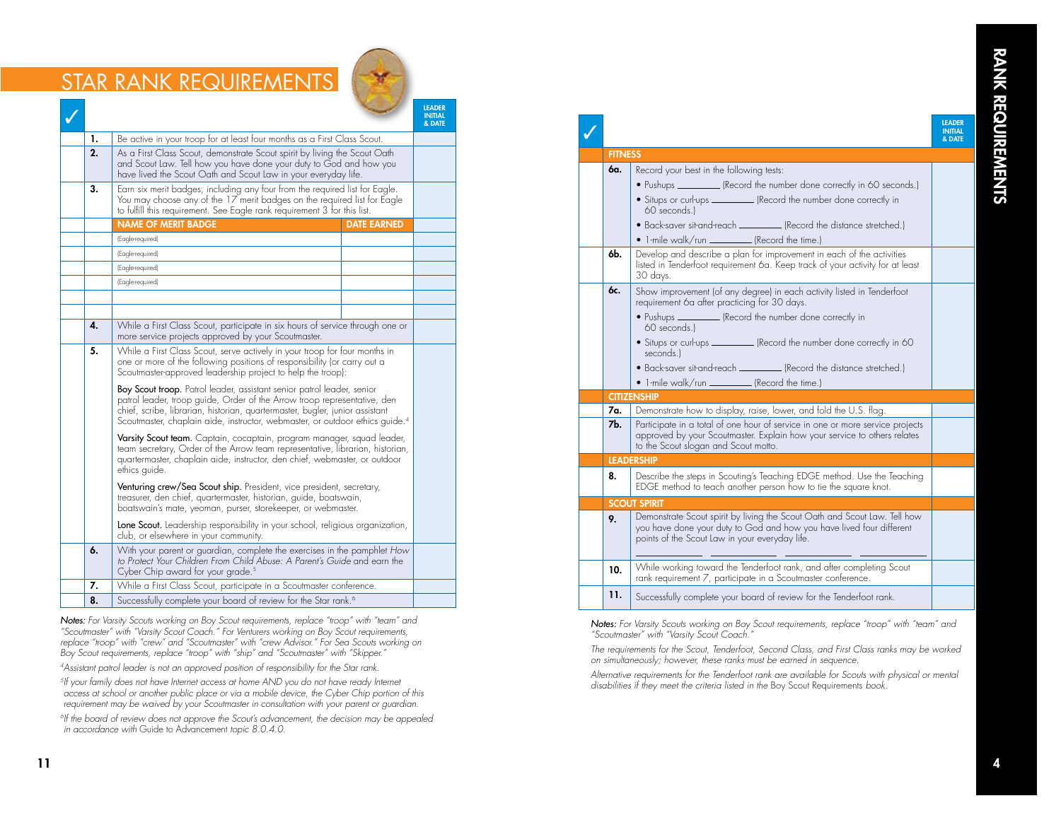# STAR RANK REQUIREMENTS

| ✓ | | | | LEADER INITIAL & DATE |
|---|---|---|---|---|
| | **1.** | Be active in your troop for at least four months as a First Class Scout. | | |
| | **2.** | As a First Class Scout, demonstrate Scout spirit by living the Scout Oath and Scout Law. Tell how you have done your duty to God and how you have lived the Scout Oath and Scout Law in your everyday life. | | |
| | **3.** | Earn six merit badges, including any four from the required list for Eagle. You may choose any of the 17 merit badges on the required list for Eagle to fulfill this requirement. See Eagle rank requirement 3 for this list. | | |
| | | **NAME OF MERIT BADGE** | **DATE EARNED** | |
| | | (Eagle required) | | |
| | | (Eagle required) | | |
| | | (Eagle required) | | |
| | | (Eagle required) | | |
| | | | | |
| | | | | |
| | **4.** | While a First Class Scout, participate in six hours of service through one or more service projects approved by your Scoutmaster. | | |
| | **5.** | While a First Class Scout, serve actively in your troop for four months in one or more of the following positions of responsibility (or carry out a Scoutmaster-approved leadership project to help the troop):<br><br>**Boy Scout troop.** Patrol leader, assistant senior patrol leader, senior patrol leader, troop guide, Order of the Arrow troop representative, den chief, scribe, librarian, historian, quartermaster, bugler, junior assistant Scoutmaster, chaplain aide, instructor, webmaster, or outdoor ethics guide.[4]<br><br>**Varsity Scout team.** Captain, cocaptain, program manager, squad leader, team secretary, Order of the Arrow team representative, librarian, historian, quartermaster, chaplain aide, instructor, den chief, webmaster, or outdoor ethics guide.<br><br>**Venturing crew/Sea Scout ship.** President, vice president, secretary, treasurer, den chief, quartermaster, historian, guide, boatswain, boatswain's mate, yeoman, purser, storekeeper, or webmaster.<br><br>**Lone Scout.** Leadership responsibility in your school, religious organization, club, or elsewhere in your community. | | |
| | **6.** | With your parent or guardian, complete the exercises in the pamphlet *How to Protect Your Children From Child Abuse: A Parent's Guide* and earn the Cyber Chip award for your grade.[5] | | |
| | **7.** | While a First Class Scout, participate in a Scoutmaster conference. | | |
| | **8.** | Successfully complete your board of review for the Star rank.[6] | | |

*Notes: For Varsity Scouts working on Boy Scout requirements, replace "troop" with "team" and "Scoutmaster" with "Varsity Scout Coach." For Venturers working on Boy Scout requirements, replace "troop" with "crew" and "Scoutmaster" with "crew Advisor." For Sea Scouts working on Boy Scout requirements, replace "troop" with "ship" and "Scoutmaster" with "Skipper."*

*[4]Assistant patrol leader is not an approved position of responsibility for the Star rank.*

*[5]If your family does not have Internet access at home AND you do not have ready Internet access at school or another public place or via a mobile device, the Cyber Chip portion of this requirement may be waived by your Scoutmaster in consultation with your parent or guardian.*

*[6]If the board of review does not approve the Scout's advancement, the decision may be appealed in accordance with* Guide to Advancement *topic 8.0.4.0.*

## RANK REQUIREMENTS

| ✓ | | | LEADER INITIAL & DATE |
|---|---|---|---|
| | **FITNESS** | | |
| | **6a.** | Record your best in the following tests:<br>• Pushups ________ (Record the number done correctly in 60 seconds.)<br>• Situps or curl-ups ________ (Record the number done correctly in 60 seconds.)<br>• Back-saver sit-and-reach ________ (Record the distance stretched.)<br>• 1-mile walk/run ________ (Record the time.) | |
| | **6b.** | Develop and describe a plan for improvement in each of the activities listed in Tenderfoot requirement 6a. Keep track of your activity for at least 30 days. | |
| | **6c.** | Show improvement (of any degree) in each activity listed in Tenderfoot requirement 6a after practicing for 30 days.<br>• Pushups ________ (Record the number done correctly in 60 seconds.)<br>• Situps or curl-ups ________ (Record the number done correctly in 60 seconds.)<br>• Back-saver sit-and-reach ________ (Record the distance stretched.)<br>• 1-mile walk/run ________ (Record the time.) | |
| | **CITIZENSHIP** | | |
| | **7a.** | Demonstrate how to display, raise, lower, and fold the U.S. flag. | |
| | **7b.** | Participate in a total of one hour of service in one or more service projects approved by your Scoutmaster. Explain how your service to others relates to the Scout slogan and Scout motto. | |
| | **LEADERSHIP** | | |
| | **8.** | Describe the steps in Scouting's Teaching EDGE method. Use the Teaching EDGE method to teach another person how to tie the square knot. | |
| | **SCOUT SPIRIT** | | |
| | **9.** | Demonstrate Scout spirit by living the Scout Oath and Scout Law. Tell how you have done your duty to God and how you have lived four different points of the Scout Law in your everyday life.<br>________ ________ ________ ________ | |
| | **10.** | While working toward the Tenderfoot rank, and after completing Scout rank requirement 7, participate in a Scoutmaster conference. | |
| | **11.** | Successfully complete your board of review for the Tenderfoot rank. | |

*Notes: For Varsity Scouts working on Boy Scout requirements, replace "troop" with "team" and "Scoutmaster" with "Varsity Scout Coach."*

*The requirements for the Scout, Tenderfoot, Second Class, and First Class ranks may be worked on simultaneously; however, these ranks must be earned in sequence.*

*Alternative requirements for the Tenderfoot rank are available for Scouts with physical or mental disabilities if they meet the criteria listed in the Boy Scout Requirements book.*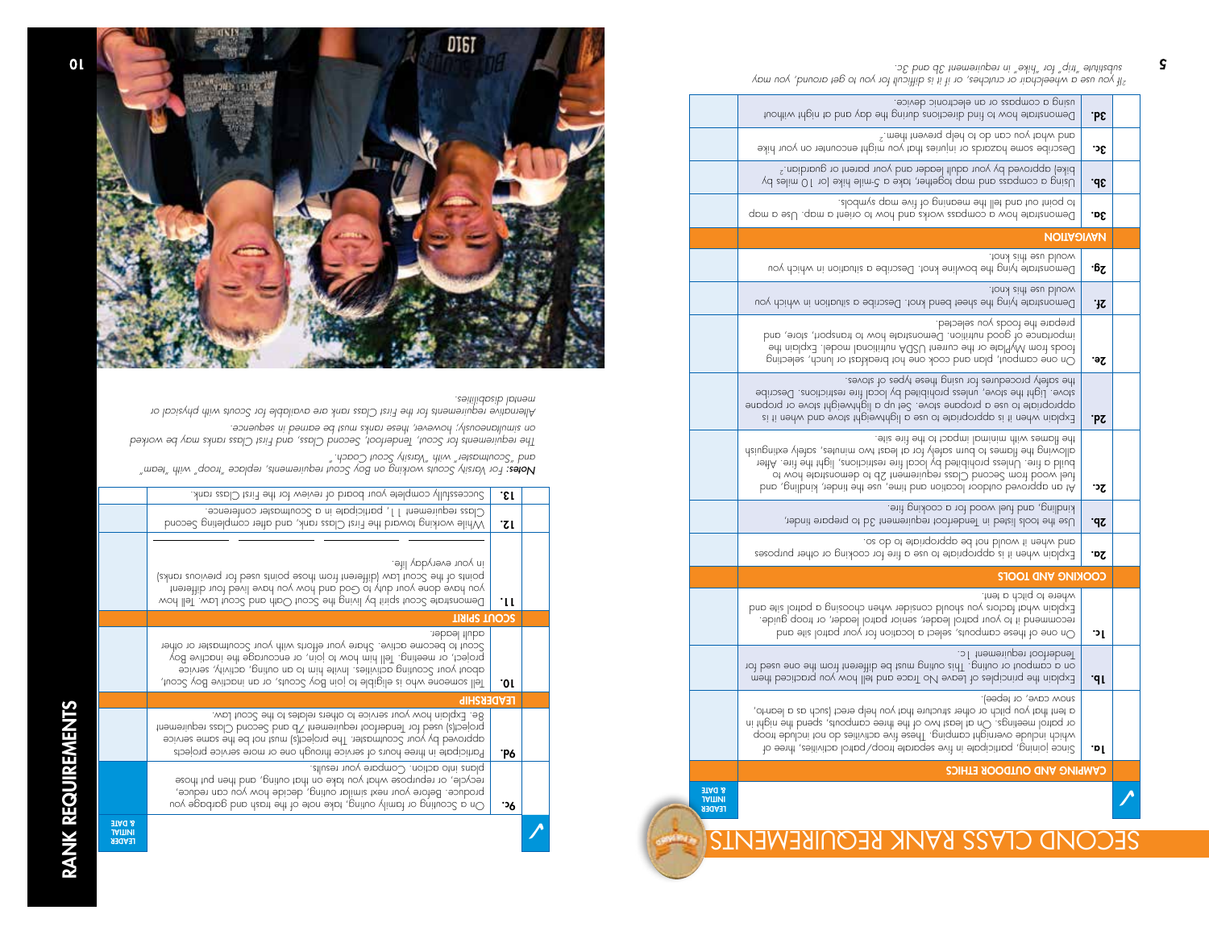# SECOND CLASS RANK REQUIREMENTS

| | | LEADER INITIAL & DATE |
|---|---|---|
| | **CAMPING AND OUTDOOR ETHICS** | |
| **1a.** | Since joining, participate in five separate troop/patrol activities, three of which include overnight camping. These five activities do not include troop or patrol meetings. On at least two of the three campouts, spend the night in a tent that you pitch or other structure that you help erect (such as a lean-to, snow cave, or teepee). | |
| **1b.** | Explain the principles of Leave No Trace and tell how you practiced them on a campout or outing. This outing must be different from the one used for Tenderfoot requirement 1c. | |
| **1c.** | On one of these campouts, select a location for your patrol site and recommend it to your patrol leader, senior patrol leader, or troop guide. Explain what factors you should consider when choosing a patrol site and where to pitch a tent. | |
| | **COOKING AND TOOLS** | |
| **2a.** | Explain when it is appropriate to use a fire for cooking or other purposes and when it would not be appropriate to do so. | |
| **2b.** | Use the tools listed in Tenderfoot requirement 3d to prepare tinder, kindling, and fuel wood for a cooking fire. | |
| **2c.** | At an approved outdoor location and time, use the tinder, kindling, and fuel wood from Second Class requirement 2b to demonstrate how to build a fire. Unless prohibited by local fire restrictions, light the fire. After allowing the flames to burn safely for at least two minutes, safely extinguish the flames with minimal impact to the fire site. | |
| **2d.** | Explain when it is appropriate to use a lightweight stove and when it is appropriate to use a propane stove. Set up a lightweight stove or propane stove. Light the stove, unless prohibited by local fire restrictions. Describe the safety procedures for using these types of stoves. | |
| **2e.** | On one campout, plan and cook one hot breakfast or lunch, selecting foods from MyPlate or the current USDA nutritional model. Explain the importance of good nutrition. Demonstrate how to transport, store, and prepare the foods you selected. | |
| **2f.** | Demonstrate tying the sheet bend knot. Describe a situation in which you would use this knot. | |
| **2g.** | Demonstrate tying the bowline knot. Describe a situation in which you would use this knot. | |
| | **NAVIGATION** | |
| **3a.** | Demonstrate how a compass works and how to orient a map. Use a map to point out and tell the meaning of five map symbols. | |
| **3b.** | Using a compass and map together, take a 5-mile hike (or 10 miles by bike) approved by your adult leader and your parent or guardian.[2] | |
| **3c.** | Describe some hazards or injuries that you might encounter on your hike and what you can do to help prevent them.[2] | |
| **3d.** | Demonstrate how to find directions during the day and at night without using a compass or an electronic device. | |

[2] If you use a wheelchair or crutches, or if it is difficult for you to get around, you may substitute "trip" for "hike" in requirement 3b and 3c.

# RANK REQUIREMENTS

| | | LEADER INITIAL & DATE |
|---|---|---|
| **9c.** | On a Scouting or family outing, take note of the trash and garbage you produce. Before your next similar outing, decide how you can reduce, recycle, or repurpose what you take on that outing, and then put those plans into action. Compare your results. | |
| **9d.** | Participate in three hours of service through one or more service projects approved by your Scoutmaster. The project(s) must not be the same service project(s) used for Tenderfoot requirement 7b and Second Class requirement 8e. Explain how your service to others relates to the Scout Law. | |
| | **LEADERSHIP** | |
| **10.** | Tell someone who is eligible to join Boy Scouts, or an inactive Boy Scout, about your Scouting activities. Invite him to an outing, activity, service project, or meeting. Tell him how to join, or encourage the inactive Boy Scout to become active. Share your efforts with your Scoutmaster or other adult leader. | |
| | **SCOUT SPIRIT** | |
| **11.** | Demonstrate Scout spirit by living the Scout Oath and Scout Law. Tell how you have done your duty to God and how you have lived four different points of the Scout Law (different from those points used for previous ranks) in your everyday life. | |
| **12.** | While working toward the First Class rank, and after completing Second Class requirement 11, participate in a Scoutmaster conference. | |
| **13.** | Successfully complete your board of review for the First Class rank. | |

***Notes:*** *For Varsity Scouts working on Boy Scout requirements, replace "troop" with "team" and "Scoutmaster" with "Varsity Scout Coach."*

*The requirements for Scout, Tenderfoot, Second Class, and First Class ranks may be worked on simultaneously; however, these ranks must be earned in sequence.*

*Alternative requirements for the First Class rank are available for Scouts with physical or mental disabilities.*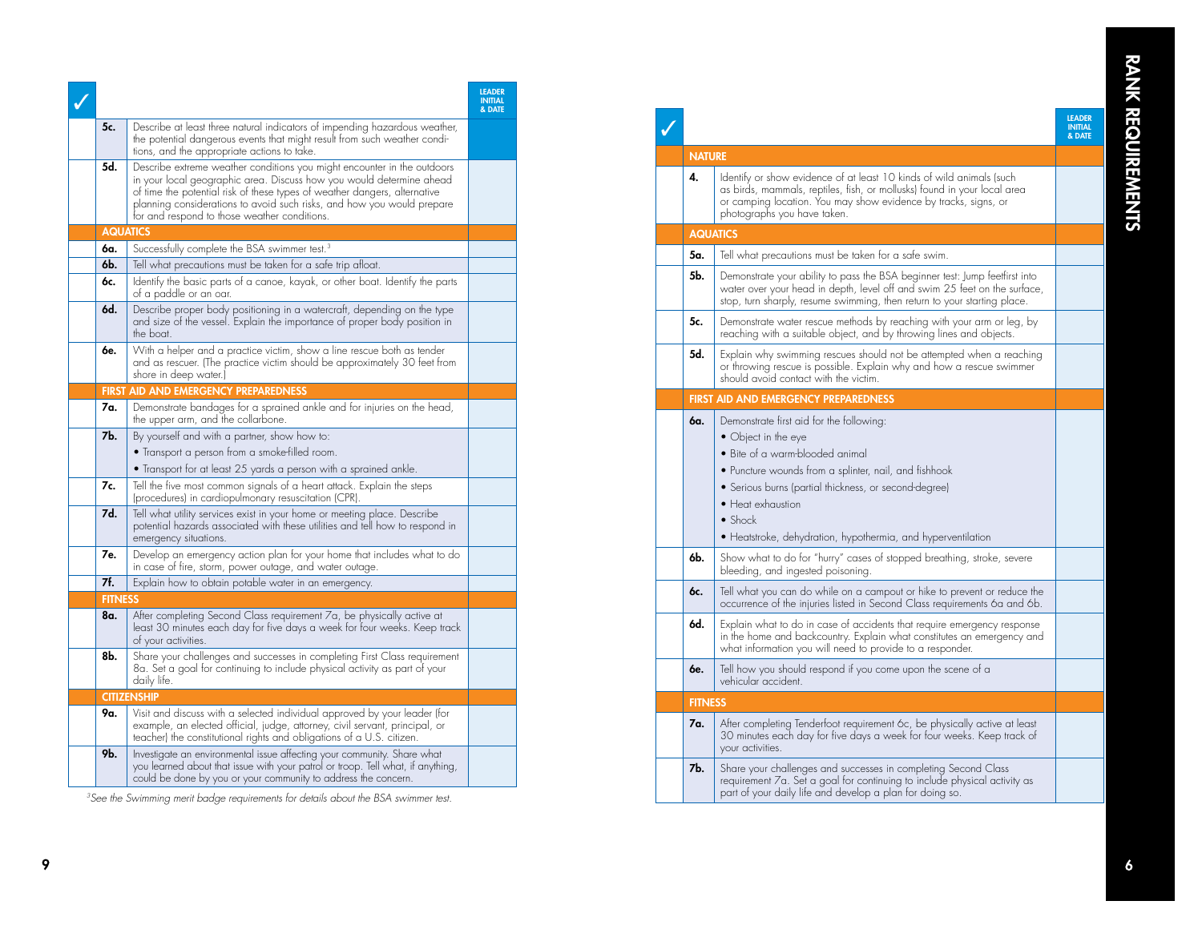| ✓ | | | LEADER INITIAL & DATE |
|---|---|---|---|
| | **5c.** | Describe at least three natural indicators of impending hazardous weather, the potential dangerous events that might result from such weather conditions, and the appropriate actions to take. | |
| | **5d.** | Describe extreme weather conditions you might encounter in the outdoors in your local geographic area. Discuss how you would determine ahead of time the potential risk of these types of weather dangers, alternative planning considerations to avoid such risks, and how you would prepare for and respond to those weather conditions. | |
| | **AQUATICS** | | |
| | **6a.** | Successfully complete the BSA swimmer test.[3] | |
| | **6b.** | Tell what precautions must be taken for a safe trip afloat. | |
| | **6c.** | Identify the basic parts of a canoe, kayak, or other boat. Identify the parts of a paddle or an oar. | |
| | **6d.** | Describe proper body positioning in a watercraft, depending on the type and size of the vessel. Explain the importance of proper body position in the boat. | |
| | **6e.** | With a helper and a practice victim, show a line rescue both as tender and as rescuer. (The practice victim should be approximately 30 feet from shore in deep water.) | |
| | **FIRST AID AND EMERGENCY PREPAREDNESS** | | |
| | **7a.** | Demonstrate bandages for a sprained ankle and for injuries on the head, the upper arm, and the collarbone. | |
| | **7b.** | By yourself and with a partner, show how to: • Transport a person from a smoke-filled room. • Transport for at least 25 yards a person with a sprained ankle. | |
| | **7c.** | Tell the five most common signals of a heart attack. Explain the steps (procedures) in cardiopulmonary resuscitation (CPR). | |
| | **7d.** | Tell what utility services exist in your home or meeting place. Describe potential hazards associated with these utilities and tell how to respond in emergency situations. | |
| | **7e.** | Develop an emergency action plan for your home that includes what to do in case of fire, storm, power outage, and water outage. | |
| | **7f.** | Explain how to obtain potable water in an emergency. | |
| | **FITNESS** | | |
| | **8a.** | After completing Second Class requirement 7a, be physically active at least 30 minutes each day for five days a week for four weeks. Keep track of your activities. | |
| | **8b.** | Share your challenges and successes in completing First Class requirement 8a. Set a goal for continuing to include physical activity as part of your daily life. | |
| | **CITIZENSHIP** | | |
| | **9a.** | Visit and discuss with a selected individual approved by your leader (for example, an elected official, judge, attorney, civil servant, principal, or teacher) the constitutional rights and obligations of a U.S. citizen. | |
| | **9b.** | Investigate an environmental issue affecting your community. Share what you learned about that issue with your patrol or troop. Tell what, if anything, could be done by you or your community to address the concern. | |

[3] *See the Swimming merit badge requirements for details about the BSA swimmer test.*

| ✓ | | | LEADER INITIAL & DATE |
|---|---|---|---|
| | **NATURE** | | |
| | **4.** | Identify or show evidence of at least 10 kinds of wild animals (such as birds, mammals, reptiles, fish, or mollusks) found in your local area or camping location. You may show evidence by tracks, signs, or photographs you have taken. | |
| | **AQUATICS** | | |
| | **5a.** | Tell what precautions must be taken for a safe swim. | |
| | **5b.** | Demonstrate your ability to pass the BSA beginner test: Jump feetfirst into water over your head in depth, level off and swim 25 feet on the surface, stop, turn sharply, resume swimming, then return to your starting place. | |
| | **5c.** | Demonstrate water rescue methods by reaching with your arm or leg, by reaching with a suitable object, and by throwing lines and objects. | |
| | **5d.** | Explain why swimming rescues should not be attempted when a reaching or throwing rescue is possible. Explain why and how a rescue swimmer should avoid contact with the victim. | |
| | **FIRST AID AND EMERGENCY PREPAREDNESS** | | |
| | **6a.** | Demonstrate first aid for the following: • Object in the eye • Bite of a warm-blooded animal • Puncture wounds from a splinter, nail, and fishhook • Serious burns (partial thickness, or second-degree) • Heat exhaustion • Shock • Heatstroke, dehydration, hypothermia, and hyperventilation | |
| | **6b.** | Show what to do for "hurry" cases of stopped breathing, stroke, severe bleeding, and ingested poisoning. | |
| | **6c.** | Tell what you can do while on a campout or hike to prevent or reduce the occurrence of the injuries listed in Second Class requirements 6a and 6b. | |
| | **6d.** | Explain what to do in case of accidents that require emergency response in the home and backcountry. Explain what constitutes an emergency and what information you will need to provide to a responder. | |
| | **6e.** | Tell how you should respond if you come upon the scene of a vehicular accident. | |
| | **FITNESS** | | |
| | **7a.** | After completing Tenderfoot requirement 6c, be physically active at least 30 minutes each day for five days a week for four weeks. Keep track of your activities. | |
| | **7b.** | Share your challenges and successes in completing Second Class requirement 7a. Set a goal for continuing to include physical activity as part of your daily life and develop a plan for doing so. | |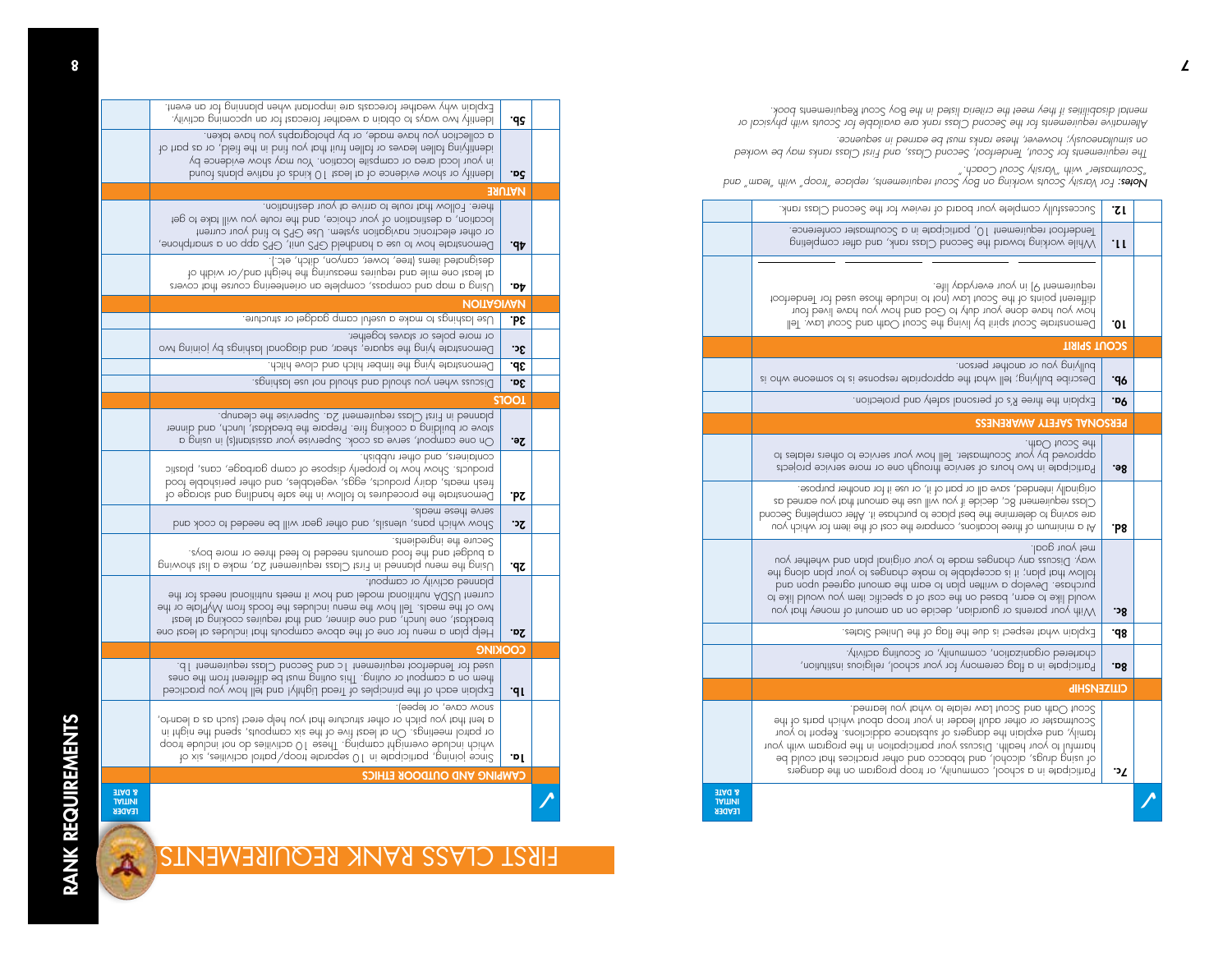# FIRST CLASS RANK REQUIREMENTS

| ✓ | | | LEADER INITIAL & DATE |
|---|---|---|---|
| | **CAMPING AND OUTDOOR ETHICS** | | |
| | 1a. | Since joining, participate in 10 separate troop/patrol activities, six of which include overnight camping. These 10 activities do not include troop or patrol meetings. On at least five of the six campouts, spend the night in a tent that you pitch or other structure that you help erect (such as a lean-to, snow cave, or tepee). | |
| | 1b. | Explain each of the principles of Tread Lightly! and tell how you practiced them on a campout or outing. This outing must be different from the ones used for Tenderfoot requirement 1c and Second Class requirement 1b. | |
| | **COOKING** | | |
| | 2a. | Help plan a menu for one of the above campouts that includes at least one breakfast, one lunch, and one dinner, and that requires cooking at least two of the meals. Tell how the menu includes the foods from MyPlate or the current USDA nutritional model and how it meets nutritional needs for the planned activity or campout. | |
| | 2b. | Using the menu planned in First Class requirement 2a, make a list showing a budget and the food amounts needed to feed three or more boys. Secure the ingredients. | |
| | 2c. | Show which pans, utensils, and other gear will be needed to cook and serve these meals. | |
| | 2d. | Demonstrate the procedures to follow in the safe handling and storage of fresh meats, dairy products, eggs, vegetables, and other perishable food products. Show how to properly dispose of camp garbage, cans, plastic containers, and other rubbish. | |
| | 2e. | On one campout, serve as cook. Supervise your assistant(s) in using a stove or building a cooking fire. Prepare the breakfast, lunch, and dinner planned in First Class requirement 2a. Supervise the cleanup. | |
| | **TOOLS** | | |
| | 3a. | Discuss when you should and should not use lashings. | |
| | 3b. | Demonstrate tying the timber hitch and clove hitch. | |
| | 3c. | Demonstrate tying the square, shear, and diagonal lashings by joining two or more poles or staves together. | |
| | 3d. | Use lashings to make a useful camp gadget or structure. | |
| | **NAVIGATION** | | |
| | 4a. | Using a map and compass, complete an orienteering course that covers at least one mile and requires measuring the height and/or width of designated items (tree, tower, canyon, ditch, etc.). | |
| | 4b. | Demonstrate how to use a handheld GPS unit, GPS app on a smartphone, or other electronic navigation system. Use GPS to find your current location, a destination of your choice, and the route you will take to get there. Follow that route to arrive at your destination. | |
| | **NATURE** | | |
| | 5a. | Identify or show evidence of at least 10 kinds of native plants found in your local area or campsite location. You may show evidence by identifying fallen leaves or fallen fruit that you find in the field, or as part of a collection you have made, or by photographs you have taken. | |
| | 5b. | Identify two ways to obtain a weather forecast for an upcoming activity. Explain why weather forecasts are important when planning for an event. | |

| ✓ | | | LEADER INITIAL & DATE |
|---|---|---|---|
| | 7c. | Participate in a school, community, or troop program on the dangers of using drugs, alcohol, and tobacco and other practices that could be harmful to your health. Discuss your participation in the program with your family, and explain the dangers of substance addictions. Report to your Scoutmaster or other adult leader in your troop about which parts of the Scout Oath and Scout Law relate to what you learned. | |
| | **CITIZENSHIP** | | |
| | 8a. | Participate in a flag ceremony for your school, religious institution, chartered organization, community, or Scouting activity. | |
| | 8b. | Explain what respect is due the flag of the United States. | |
| | 8c. | With your parents or guardian, decide on an amount of money that you would like to earn, based on the cost of a specific item you would like to purchase. Develop a written plan to earn the amount agreed upon and follow that plan; it is acceptable to make changes to your plan along the way. Discuss any changes made to your original plan and whether you met your goal. | |
| | 8d. | At a minimum of three locations, compare the cost of the item for which you are saving to determine the best place to purchase it. After completing Second Class requirement 8c, decide if you will use the amount that you earned as originally intended, save all or part of it, or use it for another purpose. | |
| | 8e. | Participate in two hours of service through one or more service projects approved by your Scoutmaster. Tell how your service to others relates to the Scout Oath. | |
| | **PERSONAL SAFETY AWARENESS** | | |
| | 9a. | Explain the three R's of personal safety and protection. | |
| | 9b. | Describe bullying; tell what the appropriate response is to someone who is bullying you or another person. | |
| | **SCOUT SPIRIT** | | |
| | 10. | Demonstrate Scout spirit by living the Scout Oath and Scout Law. Tell how you have done your duty to God and how you have lived four different points of the Scout Law (not to include those used for Tenderfoot requirement 9) in your everyday life. ________ ________ ________ ________ | |
| | 11. | While working toward the Second Class rank, and after completing Tenderfoot requirement 10, participate in a Scoutmaster conference. | |
| | 12. | Successfully complete your board of review for the Second Class rank. | |

***Notes:*** *For Varsity Scouts working on Boy Scout requirements, replace "troop" with "team" and "Scoutmaster" with "Varsity Scout Coach."*

*The requirements for Scout, Tenderfoot, Second Class, and First Class ranks may be worked on simultaneously; however, these ranks must be earned in sequence.*

*Alternative requirements for the Second Class rank are available for Scouts with physical or mental disabilities if they meet the criteria listed in the Boy Scout Requirements book.*